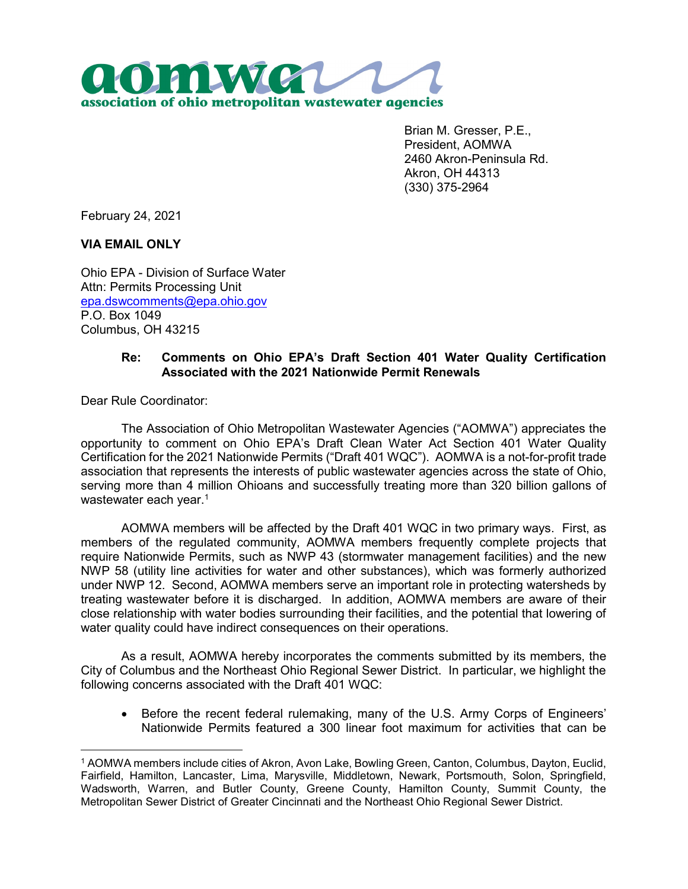**aomwa**

**association of ohio metropolitan wastewater agencies**

Brian M. Gresser, P.E.,
President, AOMWA
2460 Akron-Peninsula Rd.
Akron, OH 44313
(330) 375-2964

February 24, 2021

**VIA EMAIL ONLY**

Ohio EPA - Division of Surface Water
Attn: Permits Processing Unit
epa.dswcomments@epa.ohio.gov
P.O. Box 1049
Columbus, OH 43215

**Re: Comments on Ohio EPA's Draft Section 401 Water Quality Certification Associated with the 2021 Nationwide Permit Renewals**

Dear Rule Coordinator:

The Association of Ohio Metropolitan Wastewater Agencies ("AOMWA") appreciates the opportunity to comment on Ohio EPA's Draft Clean Water Act Section 401 Water Quality Certification for the 2021 Nationwide Permits ("Draft 401 WQC"). AOMWA is a not-for-profit trade association that represents the interests of public wastewater agencies across the state of Ohio, serving more than 4 million Ohioans and successfully treating more than 320 billion gallons of wastewater each year.[1]

AOMWA members will be affected by the Draft 401 WQC in two primary ways. First, as members of the regulated community, AOMWA members frequently complete projects that require Nationwide Permits, such as NWP 43 (stormwater management facilities) and the new NWP 58 (utility line activities for water and other substances), which was formerly authorized under NWP 12. Second, AOMWA members serve an important role in protecting watersheds by treating wastewater before it is discharged. In addition, AOMWA members are aware of their close relationship with water bodies surrounding their facilities, and the potential that lowering of water quality could have indirect consequences on their operations.

As a result, AOMWA hereby incorporates the comments submitted by its members, the City of Columbus and the Northeast Ohio Regional Sewer District. In particular, we highlight the following concerns associated with the Draft 401 WQC:

- Before the recent federal rulemaking, many of the U.S. Army Corps of Engineers' Nationwide Permits featured a 300 linear foot maximum for activities that can be

---

[1] AOMWA members include cities of Akron, Avon Lake, Bowling Green, Canton, Columbus, Dayton, Euclid, Fairfield, Hamilton, Lancaster, Lima, Marysville, Middletown, Newark, Portsmouth, Solon, Springfield, Wadsworth, Warren, and Butler County, Greene County, Hamilton County, Summit County, the Metropolitan Sewer District of Greater Cincinnati and the Northeast Ohio Regional Sewer District.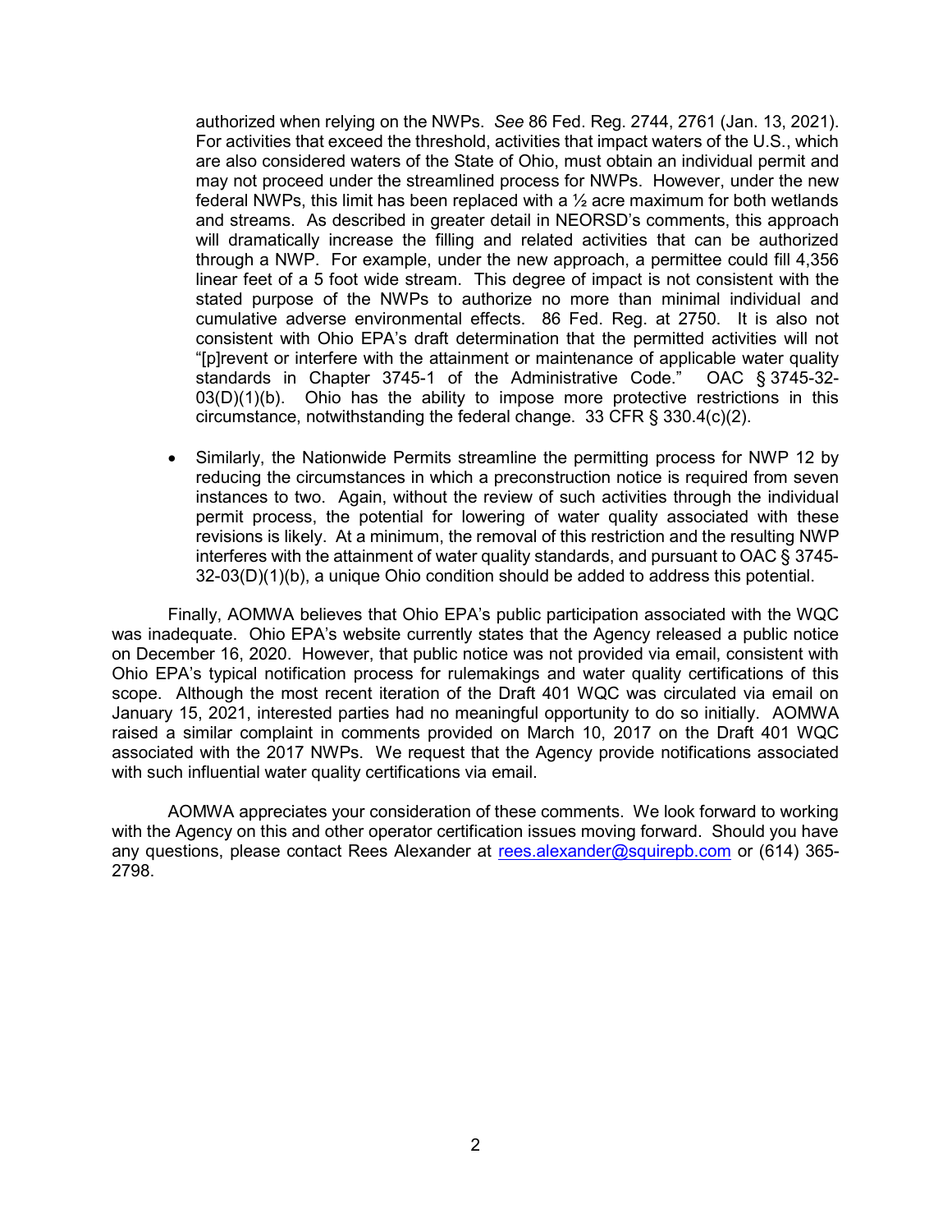authorized when relying on the NWPs. *See* 86 Fed. Reg. 2744, 2761 (Jan. 13, 2021). For activities that exceed the threshold, activities that impact waters of the U.S., which are also considered waters of the State of Ohio, must obtain an individual permit and may not proceed under the streamlined process for NWPs. However, under the new federal NWPs, this limit has been replaced with a ½ acre maximum for both wetlands and streams. As described in greater detail in NEORSD's comments, this approach will dramatically increase the filling and related activities that can be authorized through a NWP. For example, under the new approach, a permittee could fill 4,356 linear feet of a 5 foot wide stream. This degree of impact is not consistent with the stated purpose of the NWPs to authorize no more than minimal individual and cumulative adverse environmental effects. 86 Fed. Reg. at 2750. It is also not consistent with Ohio EPA's draft determination that the permitted activities will not "[p]revent or interfere with the attainment or maintenance of applicable water quality standards in Chapter 3745-1 of the Administrative Code." OAC § 3745-32-03(D)(1)(b). Ohio has the ability to impose more protective restrictions in this circumstance, notwithstanding the federal change. 33 CFR § 330.4(c)(2).

- Similarly, the Nationwide Permits streamline the permitting process for NWP 12 by reducing the circumstances in which a preconstruction notice is required from seven instances to two. Again, without the review of such activities through the individual permit process, the potential for lowering of water quality associated with these revisions is likely. At a minimum, the removal of this restriction and the resulting NWP interferes with the attainment of water quality standards, and pursuant to OAC § 3745-32-03(D)(1)(b), a unique Ohio condition should be added to address this potential.

Finally, AOMWA believes that Ohio EPA's public participation associated with the WQC was inadequate. Ohio EPA's website currently states that the Agency released a public notice on December 16, 2020. However, that public notice was not provided via email, consistent with Ohio EPA's typical notification process for rulemakings and water quality certifications of this scope. Although the most recent iteration of the Draft 401 WQC was circulated via email on January 15, 2021, interested parties had no meaningful opportunity to do so initially. AOMWA raised a similar complaint in comments provided on March 10, 2017 on the Draft 401 WQC associated with the 2017 NWPs. We request that the Agency provide notifications associated with such influential water quality certifications via email.

AOMWA appreciates your consideration of these comments. We look forward to working with the Agency on this and other operator certification issues moving forward. Should you have any questions, please contact Rees Alexander at rees.alexander@squirepb.com or (614) 365-2798.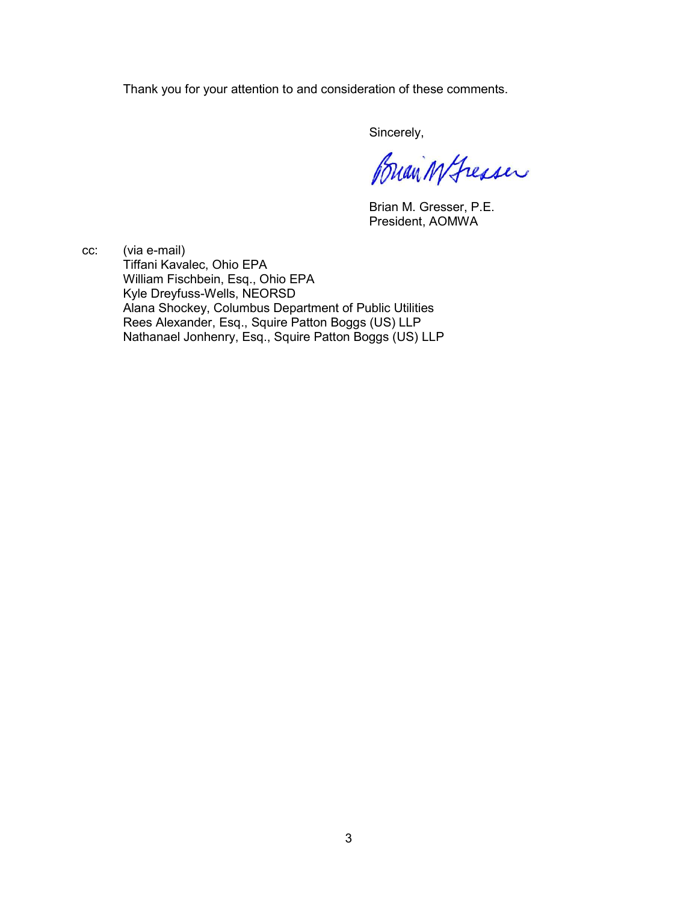Thank you for your attention to and consideration of these comments.

Sincerely,

Brian M. Gresser, P.E.
President, AOMWA

cc: (via e-mail)
Tiffani Kavalec, Ohio EPA
William Fischbein, Esq., Ohio EPA
Kyle Dreyfuss-Wells, NEORSD
Alana Shockey, Columbus Department of Public Utilities
Rees Alexander, Esq., Squire Patton Boggs (US) LLP
Nathanael Jonhenry, Esq., Squire Patton Boggs (US) LLP